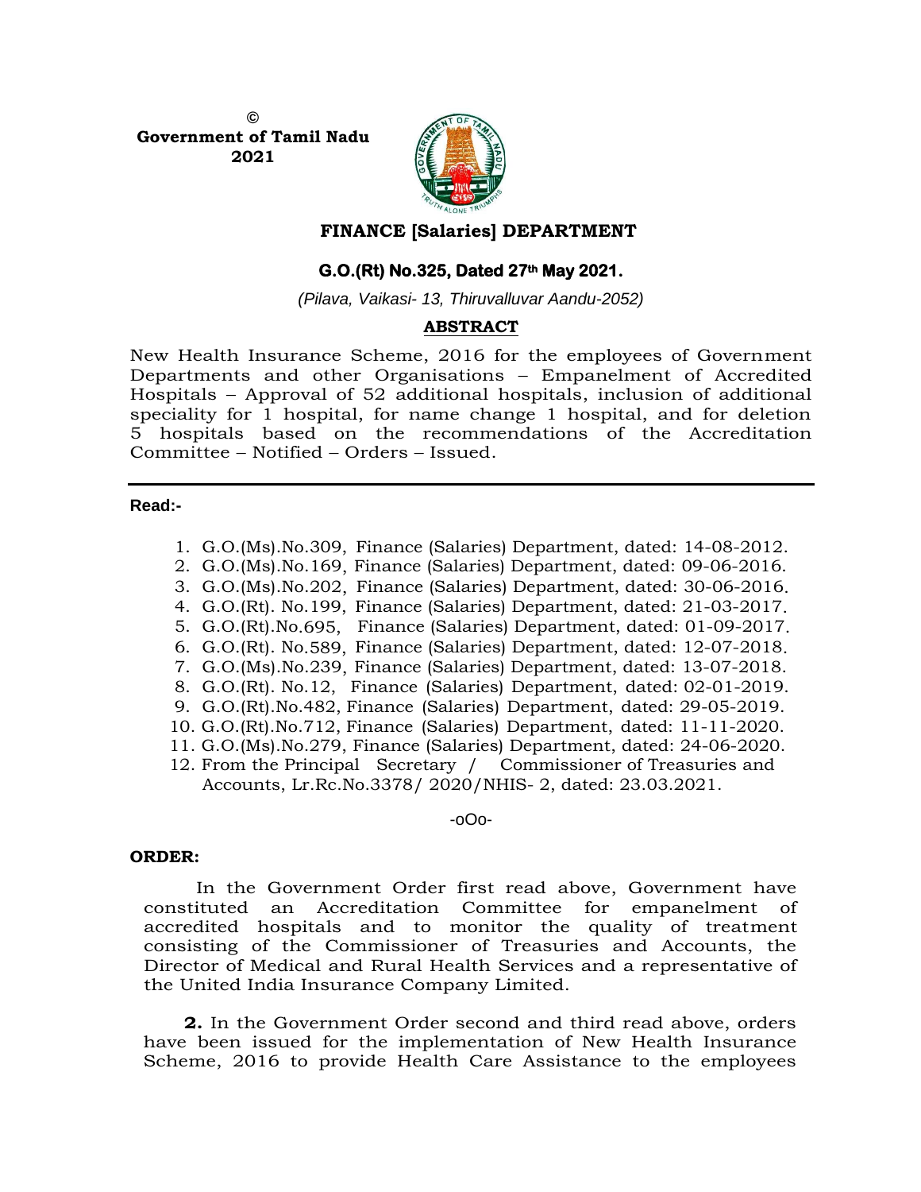©
**Government of Tamil Nadu**
**2021**

## FINANCE [Salaries] DEPARTMENT

### G.O.(Rt) No.325, Dated 27th May 2021.

*(Pilava, Vaikasi- 13, Thiruvalluvar Aandu-2052)*

**ABSTRACT**

New Health Insurance Scheme, 2016 for the employees of Government Departments and other Organisations – Empanelment of Accredited Hospitals – Approval of 52 additional hospitals, inclusion of additional speciality for 1 hospital, for name change 1 hospital, and for deletion 5 hospitals based on the recommendations of the Accreditation Committee – Notified – Orders – Issued.

---

**Read:-**

1. G.O.(Ms).No.309, Finance (Salaries) Department, dated: 14-08-2012.
2. G.O.(Ms).No.169, Finance (Salaries) Department, dated: 09-06-2016.
3. G.O.(Ms).No.202, Finance (Salaries) Department, dated: 30-06-2016.
4. G.O.(Rt). No.199, Finance (Salaries) Department, dated: 21-03-2017.
5. G.O.(Rt).No.695, Finance (Salaries) Department, dated: 01-09-2017.
6. G.O.(Rt). No.589, Finance (Salaries) Department, dated: 12-07-2018.
7. G.O.(Ms).No.239, Finance (Salaries) Department, dated: 13-07-2018.
8. G.O.(Rt). No.12, Finance (Salaries) Department, dated: 02-01-2019.
9. G.O.(Rt).No.482, Finance (Salaries) Department, dated: 29-05-2019.
10. G.O.(Rt).No.712, Finance (Salaries) Department, dated: 11-11-2020.
11. G.O.(Ms).No.279, Finance (Salaries) Department, dated: 24-06-2020.
12. From the Principal Secretary / Commissioner of Treasuries and Accounts, Lr.Rc.No.3378/ 2020/NHIS- 2, dated: 23.03.2021.

-oOo-

**ORDER:**

In the Government Order first read above, Government have constituted an Accreditation Committee for empanelment of accredited hospitals and to monitor the quality of treatment consisting of the Commissioner of Treasuries and Accounts, the Director of Medical and Rural Health Services and a representative of the United India Insurance Company Limited.

**2.** In the Government Order second and third read above, orders have been issued for the implementation of New Health Insurance Scheme, 2016 to provide Health Care Assistance to the employees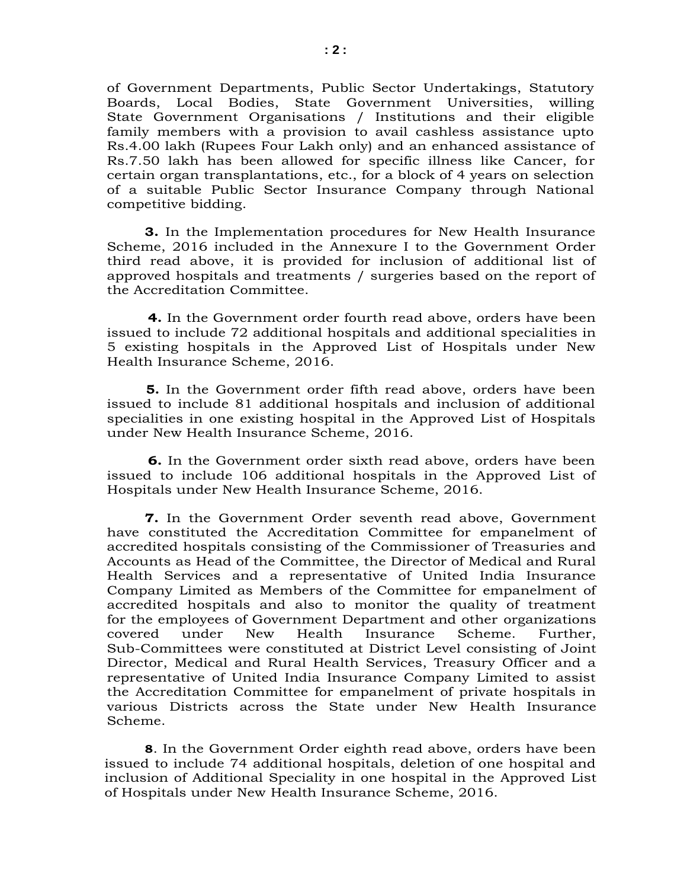of Government Departments, Public Sector Undertakings, Statutory Boards, Local Bodies, State Government Universities, willing State Government Organisations / Institutions and their eligible family members with a provision to avail cashless assistance upto Rs.4.00 lakh (Rupees Four Lakh only) and an enhanced assistance of Rs.7.50 lakh has been allowed for specific illness like Cancer, for certain organ transplantations, etc., for a block of 4 years on selection of a suitable Public Sector Insurance Company through National competitive bidding.

**3.** In the Implementation procedures for New Health Insurance Scheme, 2016 included in the Annexure I to the Government Order third read above, it is provided for inclusion of additional list of approved hospitals and treatments / surgeries based on the report of the Accreditation Committee.

**4.** In the Government order fourth read above, orders have been issued to include 72 additional hospitals and additional specialities in 5 existing hospitals in the Approved List of Hospitals under New Health Insurance Scheme, 2016.

**5.** In the Government order fifth read above, orders have been issued to include 81 additional hospitals and inclusion of additional specialities in one existing hospital in the Approved List of Hospitals under New Health Insurance Scheme, 2016.

**6.** In the Government order sixth read above, orders have been issued to include 106 additional hospitals in the Approved List of Hospitals under New Health Insurance Scheme, 2016.

**7.** In the Government Order seventh read above, Government have constituted the Accreditation Committee for empanelment of accredited hospitals consisting of the Commissioner of Treasuries and Accounts as Head of the Committee, the Director of Medical and Rural Health Services and a representative of United India Insurance Company Limited as Members of the Committee for empanelment of accredited hospitals and also to monitor the quality of treatment for the employees of Government Department and other organizations covered under New Health Insurance Scheme. Further, Sub-Committees were constituted at District Level consisting of Joint Director, Medical and Rural Health Services, Treasury Officer and a representative of United India Insurance Company Limited to assist the Accreditation Committee for empanelment of private hospitals in various Districts across the State under New Health Insurance Scheme.

**8**. In the Government Order eighth read above, orders have been issued to include 74 additional hospitals, deletion of one hospital and inclusion of Additional Speciality in one hospital in the Approved List of Hospitals under New Health Insurance Scheme, 2016.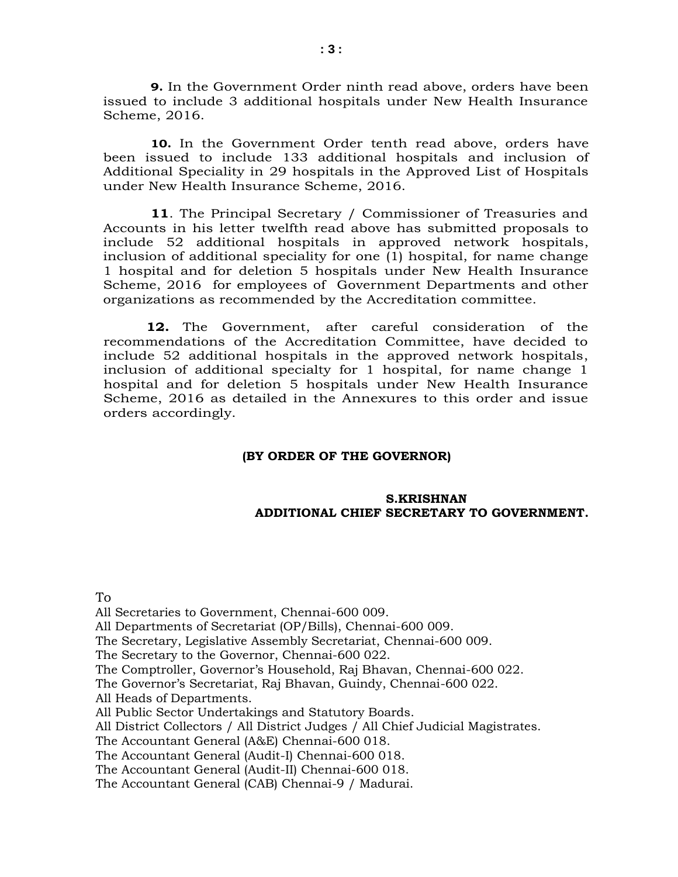**9.** In the Government Order ninth read above, orders have been issued to include 3 additional hospitals under New Health Insurance Scheme, 2016.

**10.** In the Government Order tenth read above, orders have been issued to include 133 additional hospitals and inclusion of Additional Speciality in 29 hospitals in the Approved List of Hospitals under New Health Insurance Scheme, 2016.

**11**. The Principal Secretary / Commissioner of Treasuries and Accounts in his letter twelfth read above has submitted proposals to include 52 additional hospitals in approved network hospitals, inclusion of additional speciality for one (1) hospital, for name change 1 hospital and for deletion 5 hospitals under New Health Insurance Scheme, 2016 for employees of Government Departments and other organizations as recommended by the Accreditation committee.

**12.** The Government, after careful consideration of the recommendations of the Accreditation Committee, have decided to include 52 additional hospitals in the approved network hospitals, inclusion of additional specialty for 1 hospital, for name change 1 hospital and for deletion 5 hospitals under New Health Insurance Scheme, 2016 as detailed in the Annexures to this order and issue orders accordingly.

**(BY ORDER OF THE GOVERNOR)**

**S.KRISHNAN**
**ADDITIONAL CHIEF SECRETARY TO GOVERNMENT.**

To
All Secretaries to Government, Chennai-600 009.
All Departments of Secretariat (OP/Bills), Chennai-600 009.
The Secretary, Legislative Assembly Secretariat, Chennai-600 009.
The Secretary to the Governor, Chennai-600 022.
The Comptroller, Governor's Household, Raj Bhavan, Chennai-600 022.
The Governor's Secretariat, Raj Bhavan, Guindy, Chennai-600 022.
All Heads of Departments.
All Public Sector Undertakings and Statutory Boards.
All District Collectors / All District Judges / All Chief Judicial Magistrates.
The Accountant General (A&E) Chennai-600 018.
The Accountant General (Audit-I) Chennai-600 018.
The Accountant General (Audit-II) Chennai-600 018.
The Accountant General (CAB) Chennai-9 / Madurai.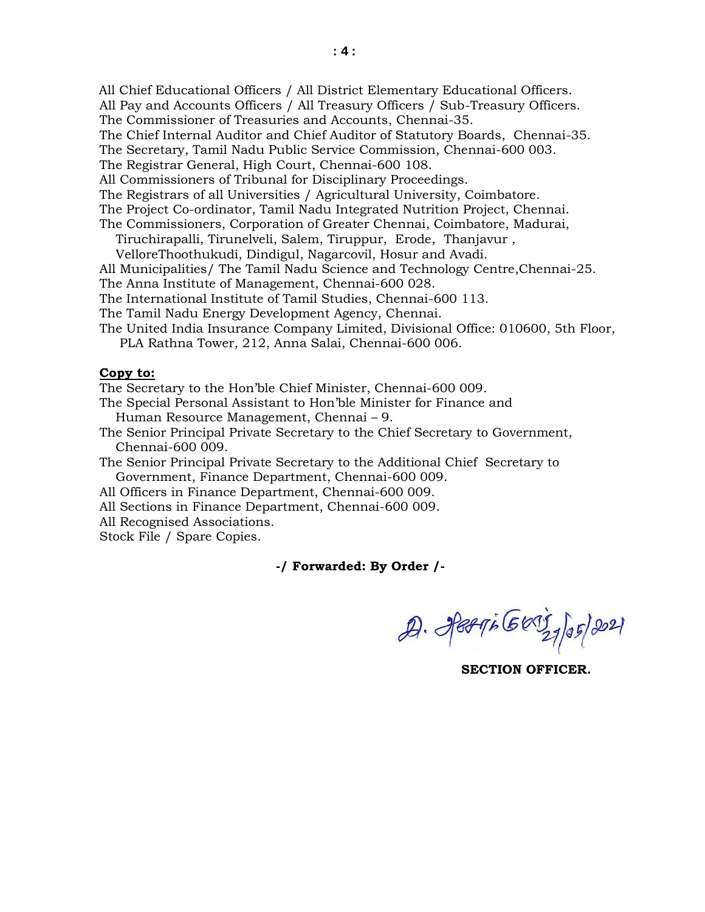All Chief Educational Officers / All District Elementary Educational Officers.
All Pay and Accounts Officers / All Treasury Officers / Sub-Treasury Officers.
The Commissioner of Treasuries and Accounts, Chennai-35.
The Chief Internal Auditor and Chief Auditor of Statutory Boards, Chennai-35.
The Secretary, Tamil Nadu Public Service Commission, Chennai-600 003.
The Registrar General, High Court, Chennai-600 108.
All Commissioners of Tribunal for Disciplinary Proceedings.
The Registrars of all Universities / Agricultural University, Coimbatore.
The Project Co-ordinator, Tamil Nadu Integrated Nutrition Project, Chennai.
The Commissioners, Corporation of Greater Chennai, Coimbatore, Madurai, Tiruchirapalli, Tirunelveli, Salem, Tiruppur, Erode, Thanjavur , VelloreThoothukudi, Dindigul, Nagarcovil, Hosur and Avadi.
All Municipalities/ The Tamil Nadu Science and Technology Centre,Chennai-25.
The Anna Institute of Management, Chennai-600 028.
The International Institute of Tamil Studies, Chennai-600 113.
The Tamil Nadu Energy Development Agency, Chennai.
The United India Insurance Company Limited, Divisional Office: 010600, 5th Floor, PLA Rathna Tower, 212, Anna Salai, Chennai-600 006.

**Copy to:**

The Secretary to the Hon'ble Chief Minister, Chennai-600 009.
The Special Personal Assistant to Hon'ble Minister for Finance and Human Resource Management, Chennai – 9.
The Senior Principal Private Secretary to the Chief Secretary to Government, Chennai-600 009.
The Senior Principal Private Secretary to the Additional Chief Secretary to Government, Finance Department, Chennai-600 009.
All Officers in Finance Department, Chennai-600 009.
All Sections in Finance Department, Chennai-600 009.
All Recognised Associations.
Stock File / Spare Copies.

**-/ Forwarded: By Order /-**

27/05/2021

**SECTION OFFICER.**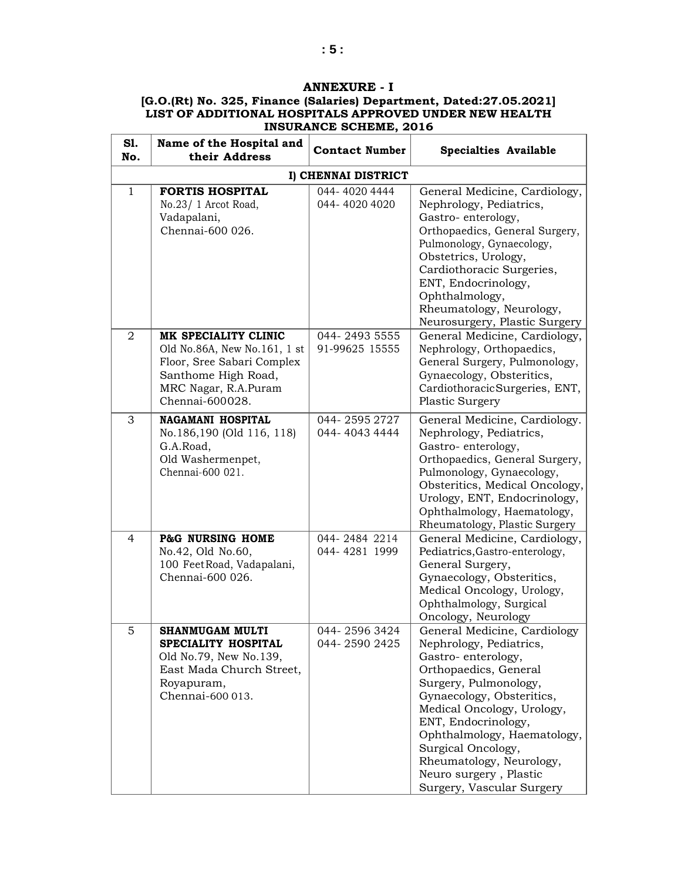# ANNEXURE - I

## [G.O.(Rt) No. 325, Finance (Salaries) Department, Dated:27.05.2021] LIST OF ADDITIONAL HOSPITALS APPROVED UNDER NEW HEALTH INSURANCE SCHEME, 2016

| Sl. No. | Name of the Hospital and their Address | Contact Number | Specialties Available |
|---|---|---|---|
| | **I) CHENNAI DISTRICT** | | |
| 1 | **FORTIS HOSPITAL** No.23/ 1 Arcot Road, Vadapalani, Chennai-600 026. | 044- 4020 4444<br>044- 4020 4020 | General Medicine, Cardiology, Nephrology, Pediatrics, Gastro- enterology, Orthopaedics, General Surgery, Pulmonology, Gynaecology, Obstetrics, Urology, Cardiothoracic Surgeries, ENT, Endocrinology, Ophthalmology, Rheumatology, Neurology, Neurosurgery, Plastic Surgery |
| 2 | **MK SPECIALITY CLINIC** Old No.86A, New No.161, 1 st Floor, Sree Sabari Complex Santhome High Road, MRC Nagar, R.A.Puram Chennai-600028. | 044- 2493 5555<br>91-99625 15555 | General Medicine, Cardiology, Nephrology, Orthopaedics, General Surgery, Pulmonology, Gynaecology, Obsteritics, CardiothoracicSurgeries, ENT, Plastic Surgery |
| 3 | **NAGAMANI HOSPITAL** No.186,190 (Old 116, 118) G.A.Road, Old Washermenpet, Chennai-600 021. | 044- 2595 2727<br>044- 4043 4444 | General Medicine, Cardiology. Nephrology, Pediatrics, Gastro- enterology, Orthopaedics, General Surgery, Pulmonology, Gynaecology, Obsteritics, Medical Oncology, Urology, ENT, Endocrinology, Ophthalmology, Haematology, Rheumatology, Plastic Surgery |
| 4 | **P&G NURSING HOME** No.42, Old No.60, 100 FeetRoad, Vadapalani, Chennai-600 026. | 044- 2484 2214<br>044- 4281 1999 | General Medicine, Cardiology, Pediatrics,Gastro-enterology, General Surgery, Gynaecology, Obsteritics, Medical Oncology, Urology, Ophthalmology, Surgical Oncology, Neurology |
| 5 | **SHANMUGAM MULTI SPECIALITY HOSPITAL** Old No.79, New No.139, East Mada Church Street, Royapuram, Chennai-600 013. | 044- 2596 3424<br>044- 2590 2425 | General Medicine, Cardiology Nephrology, Pediatrics, Gastro- enterology, Orthopaedics, General Surgery, Pulmonology, Gynaecology, Obsteritics, Medical Oncology, Urology, ENT, Endocrinology, Ophthalmology, Haematology, Surgical Oncology, Rheumatology, Neurology, Neuro surgery , Plastic Surgery, Vascular Surgery |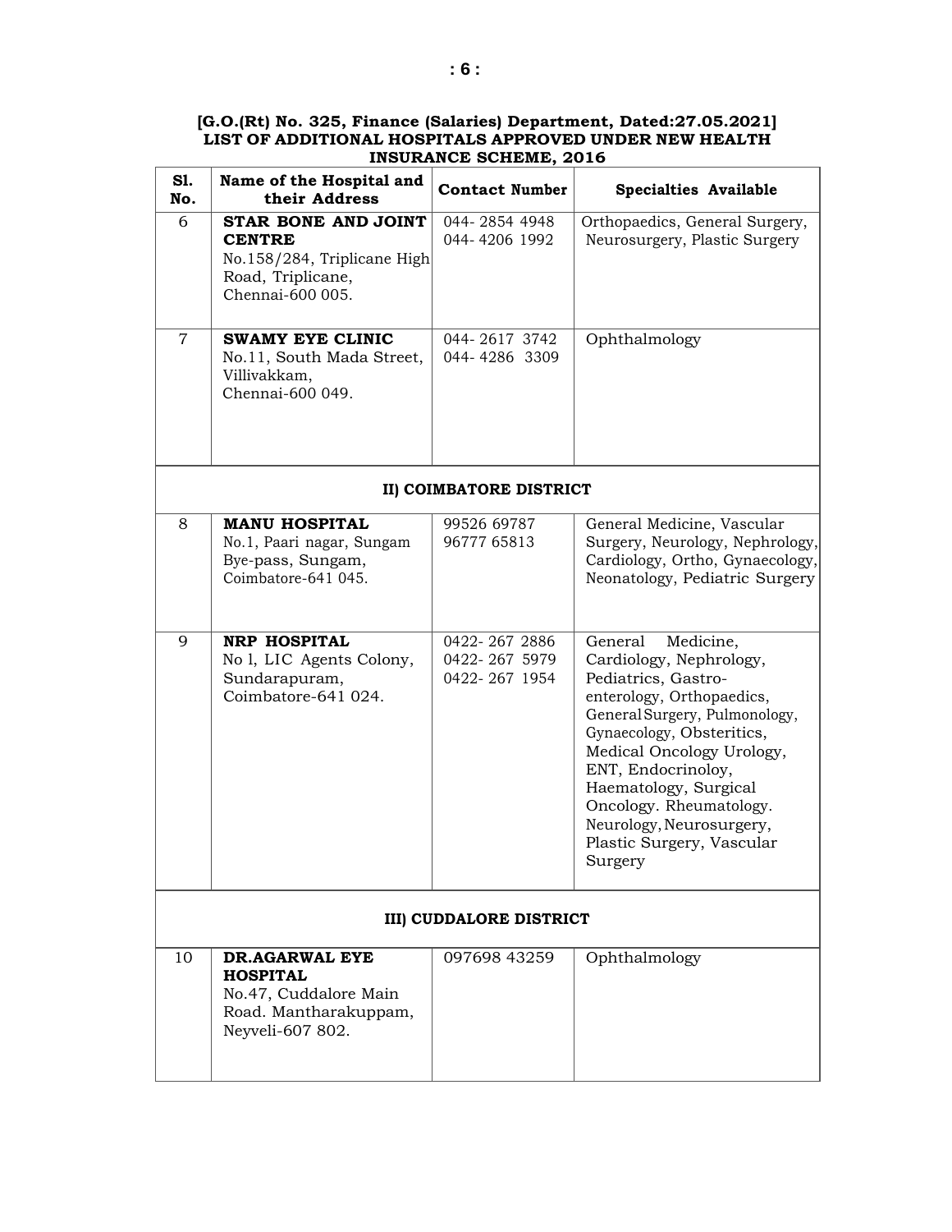**[G.O.(Rt) No. 325, Finance (Salaries) Department, Dated:27.05.2021]**
**LIST OF ADDITIONAL HOSPITALS APPROVED UNDER NEW HEALTH INSURANCE SCHEME, 2016**

| Sl. No. | Name of the Hospital and their Address | Contact Number | Specialties Available |
|---|---|---|---|
| 6 | **STAR BONE AND JOINT CENTRE** No.158/284, Triplicane High Road, Triplicane, Chennai-600 005. | 044- 2854 4948 044- 4206 1992 | Orthopaedics, General Surgery, Neurosurgery, Plastic Surgery |
| 7 | **SWAMY EYE CLINIC** No.11, South Mada Street, Villivakkam, Chennai-600 049. | 044- 2617 3742 044- 4286 3309 | Ophthalmology |
| | **II) COIMBATORE DISTRICT** | | |
| 8 | **MANU HOSPITAL** No.1, Paari nagar, Sungam Bye-pass, Sungam, Coimbatore-641 045. | 99526 69787 96777 65813 | General Medicine, Vascular Surgery, Neurology, Nephrology, Cardiology, Ortho, Gynaecology, Neonatology, Pediatric Surgery |
| 9 | **NRP HOSPITAL** No l, LIC Agents Colony, Sundarapuram, Coimbatore-641 024. | 0422- 267 2886 0422- 267 5979 0422- 267 1954 | General Medicine, Cardiology, Nephrology, Pediatrics, Gastro-enterology, Orthopaedics, General Surgery, Pulmonology, Gynaecology, Obsteritics, Medical Oncology Urology, ENT, Endocrinoloy, Haematology, Surgical Oncology. Rheumatology. Neurology, Neurosurgery, Plastic Surgery, Vascular Surgery |
| | **III) CUDDALORE DISTRICT** | | |
| 10 | **DR.AGARWAL EYE HOSPITAL** No.47, Cuddalore Main Road. Mantharakuppam, Neyveli-607 802. | 097698 43259 | Ophthalmology |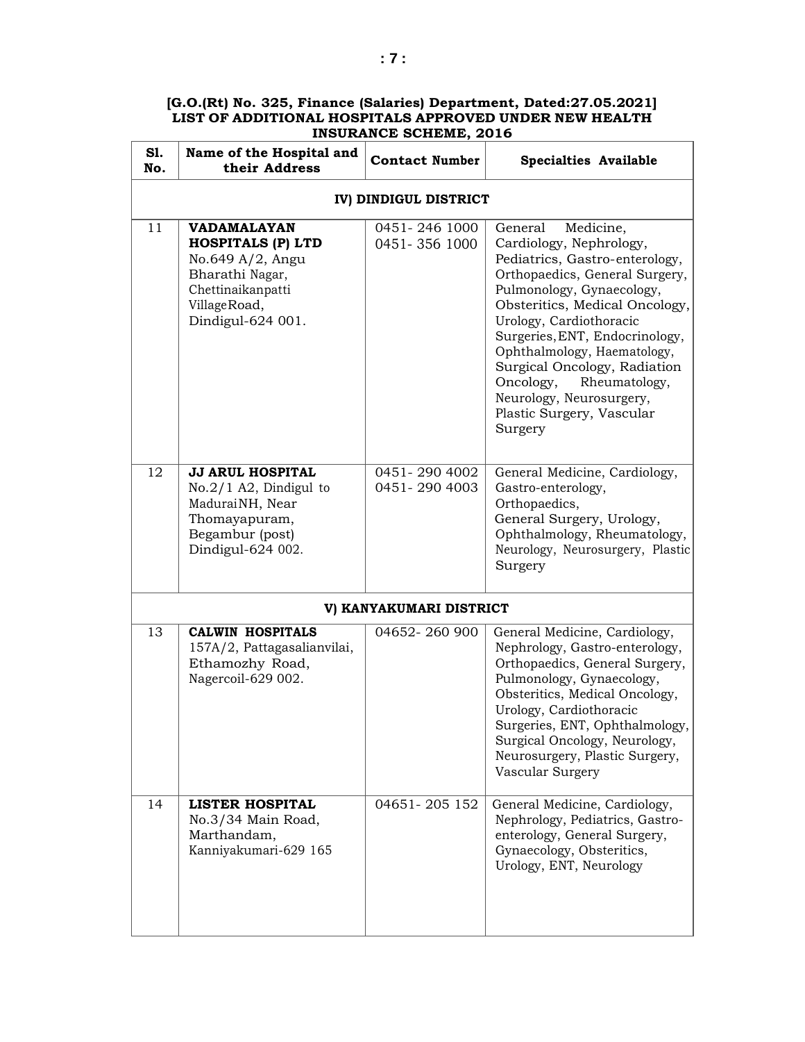**[G.O.(Rt) No. 325, Finance (Salaries) Department, Dated:27.05.2021]**
**LIST OF ADDITIONAL HOSPITALS APPROVED UNDER NEW HEALTH INSURANCE SCHEME, 2016**

| Sl. No. | Name of the Hospital and their Address | Contact Number | Specialties Available |
|---|---|---|---|
| **IV) DINDIGUL DISTRICT** | | | |
| 11 | **VADAMALAYAN HOSPITALS (P) LTD** No.649 A/2, Angu Bharathi Nagar, Chettinaikanpatti VillageRoad, Dindigul-624 001. | 0451- 246 1000<br>0451- 356 1000 | General Medicine, Cardiology, Nephrology, Pediatrics, Gastro-enterology, Orthopaedics, General Surgery, Pulmonology, Gynaecology, Obsteritics, Medical Oncology, Urology, Cardiothoracic Surgeries, ENT, Endocrinology, Ophthalmology, Haematology, Surgical Oncology, Radiation Oncology, Rheumatology, Neurology, Neurosurgery, Plastic Surgery, Vascular Surgery |
| 12 | **JJ ARUL HOSPITAL** No.2/1 A2, Dindigul to MaduraiNH, Near Thomayapuram, Begambur (post) Dindigul-624 002. | 0451- 290 4002<br>0451- 290 4003 | General Medicine, Cardiology, Gastro-enterology, Orthopaedics, General Surgery, Urology, Ophthalmology, Rheumatology, Neurology, Neurosurgery, Plastic Surgery |
| **V) KANYAKUMARI DISTRICT** | | | |
| 13 | **CALWIN HOSPITALS** 157A/2, Pattagasalianvilai, Ethamozhy Road, Nagercoil-629 002. | 04652- 260 900 | General Medicine, Cardiology, Nephrology, Gastro-enterology, Orthopaedics, General Surgery, Pulmonology, Gynaecology, Obsteritics, Medical Oncology, Urology, Cardiothoracic Surgeries, ENT, Ophthalmology, Surgical Oncology, Neurology, Neurosurgery, Plastic Surgery, Vascular Surgery |
| 14 | **LISTER HOSPITAL** No.3/34 Main Road, Marthandam, Kanniyakumari-629 165 | 04651- 205 152 | General Medicine, Cardiology, Nephrology, Pediatrics, Gastro-enterology, General Surgery, Gynaecology, Obsteritics, Urology, ENT, Neurology |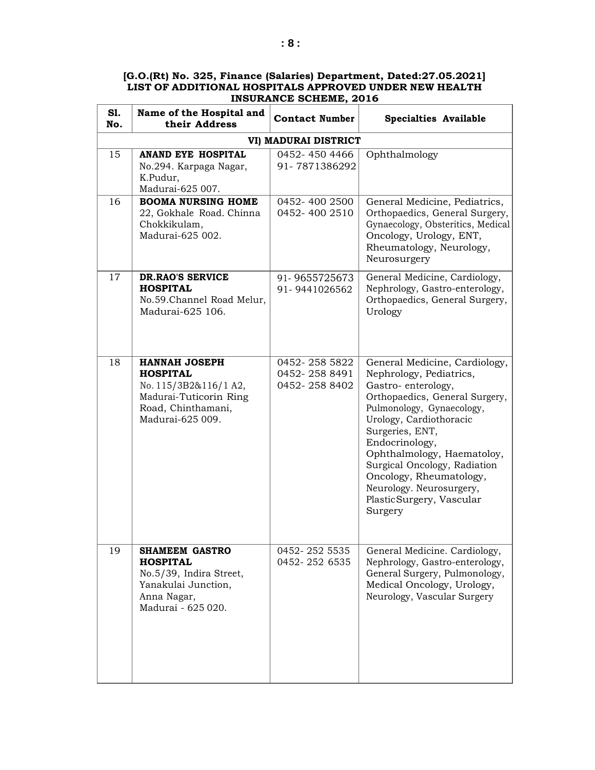**[G.O.(Rt) No. 325, Finance (Salaries) Department, Dated:27.05.2021]**
**LIST OF ADDITIONAL HOSPITALS APPROVED UNDER NEW HEALTH INSURANCE SCHEME, 2016**

| Sl. No. | Name of the Hospital and their Address | Contact Number | Specialties Available |
|---|---|---|---|
| | **VI) MADURAI DISTRICT** | | |
| 15 | **ANAND EYE HOSPITAL**<br>No.294. Karpaga Nagar, K.Pudur, Madurai-625 007. | 0452- 450 4466<br>91- 7871386292 | Ophthalmology |
| 16 | **BOOMA NURSING HOME**<br>22, Gokhale Road. Chinna Chokkikulam, Madurai-625 002. | 0452- 400 2500<br>0452- 400 2510 | General Medicine, Pediatrics, Orthopaedics, General Surgery, Gynaecology, Obsteritics, Medical Oncology, Urology, ENT, Rheumatology, Neurology, Neurosurgery |
| 17 | **DR.RAO'S SERVICE HOSPITAL**<br>No.59.Channel Road Melur, Madurai-625 106. | 91- 9655725673<br>91- 9441026562 | General Medicine, Cardiology, Nephrology, Gastro-enterology, Orthopaedics, General Surgery, Urology |
| 18 | **HANNAH JOSEPH HOSPITAL**<br>No. 115/3B2&116/1 A2, Madurai-Tuticorin Ring Road, Chinthamani, Madurai-625 009. | 0452- 258 5822<br>0452- 258 8491<br>0452- 258 8402 | General Medicine, Cardiology, Nephrology, Pediatrics, Gastro- enterology, Orthopaedics, General Surgery, Pulmonology, Gynaecology, Urology, Cardiothoracic Surgeries, ENT, Endocrinology, Ophthalmology, Haematoloy, Surgical Oncology, Radiation Oncology, Rheumatology, Neurology. Neurosurgery, PlasticSurgery, Vascular Surgery |
| 19 | **SHAMEEM GASTRO HOSPITAL**<br>No.5/39, Indira Street, Yanakulai Junction, Anna Nagar, Madurai - 625 020. | 0452- 252 5535<br>0452- 252 6535 | General Medicine. Cardiology, Nephrology, Gastro-enterology, General Surgery, Pulmonology, Medical Oncology, Urology, Neurology, Vascular Surgery |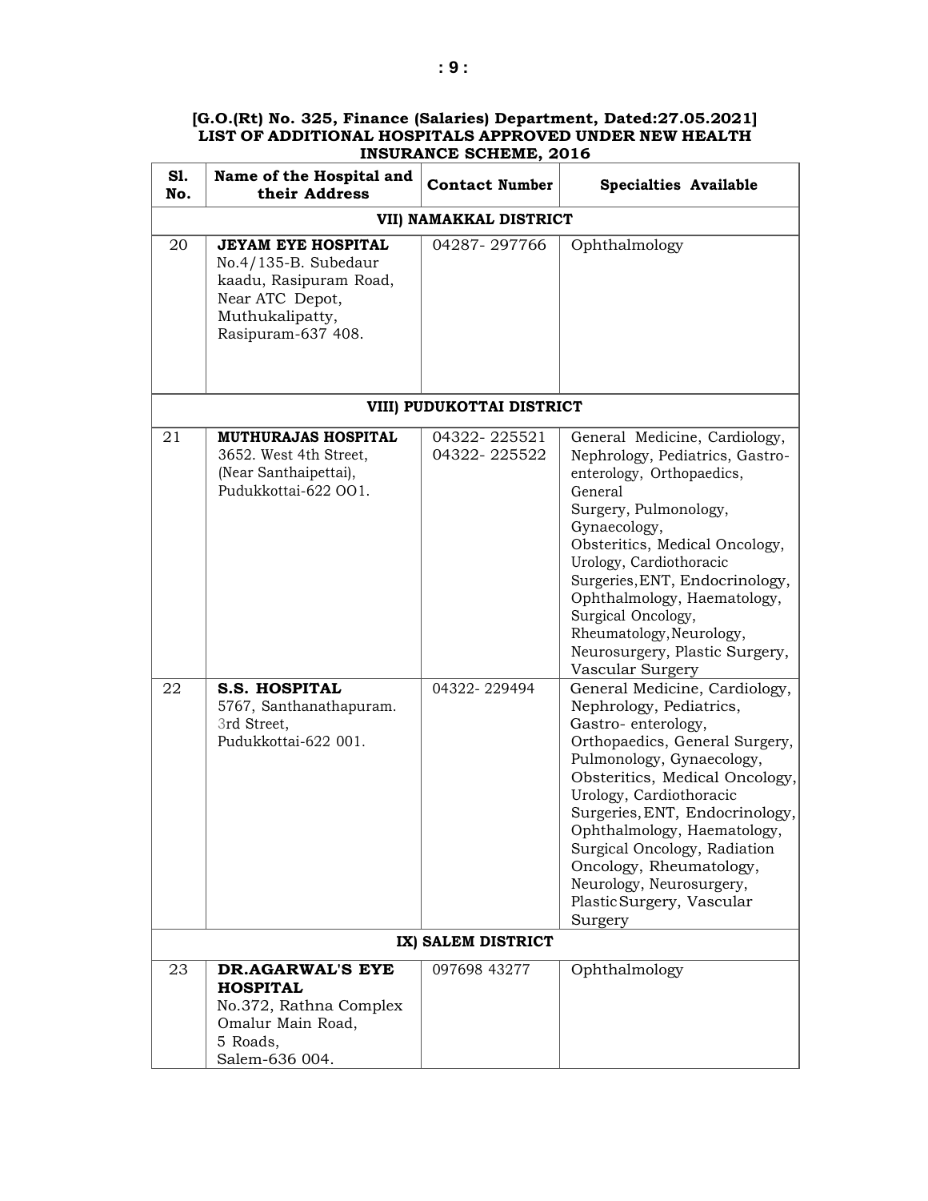**[G.O.(Rt) No. 325, Finance (Salaries) Department, Dated:27.05.2021] LIST OF ADDITIONAL HOSPITALS APPROVED UNDER NEW HEALTH INSURANCE SCHEME, 2016**

| Sl. No. | Name of the Hospital and their Address | Contact Number | Specialties Available |
|---|---|---|---|
| **VII) NAMAKKAL DISTRICT** | | | |
| 20 | **JEYAM EYE HOSPITAL** No.4/135-B. Subedaur kaadu, Rasipuram Road, Near ATC Depot, Muthukalipatty, Rasipuram-637 408. | 04287- 297766 | Ophthalmology |
| **VIII) PUDUKOTTAI DISTRICT** | | | |
| 21 | **MUTHURAJAS HOSPITAL** 3652. West 4th Street, (Near Santhaipettai), Pudukkottai-622 OO1. | 04322- 225521 04322- 225522 | General Medicine, Cardiology, Nephrology, Pediatrics, Gastro-enterology, Orthopaedics, General Surgery, Pulmonology, Gynaecology, Obsteritics, Medical Oncology, Urology, Cardiothoracic Surgeries, ENT, Endocrinology, Ophthalmology, Haematology, Surgical Oncology, Rheumatology, Neurology, Neurosurgery, Plastic Surgery, Vascular Surgery |
| 22 | **S.S. HOSPITAL** 5767, Santhanathapuram. 3rd Street, Pudukkottai-622 001. | 04322- 229494 | General Medicine, Cardiology, Nephrology, Pediatrics, Gastro- enterology, Orthopaedics, General Surgery, Pulmonology, Gynaecology, Obsteritics, Medical Oncology, Urology, Cardiothoracic Surgeries, ENT, Endocrinology, Ophthalmology, Haematology, Surgical Oncology, Radiation Oncology, Rheumatology, Neurology, Neurosurgery, Plastic Surgery, Vascular Surgery |
| **IX) SALEM DISTRICT** | | | |
| 23 | **DR.AGARWAL'S EYE HOSPITAL** No.372, Rathna Complex Omalur Main Road, 5 Roads, Salem-636 004. | 097698 43277 | Ophthalmology |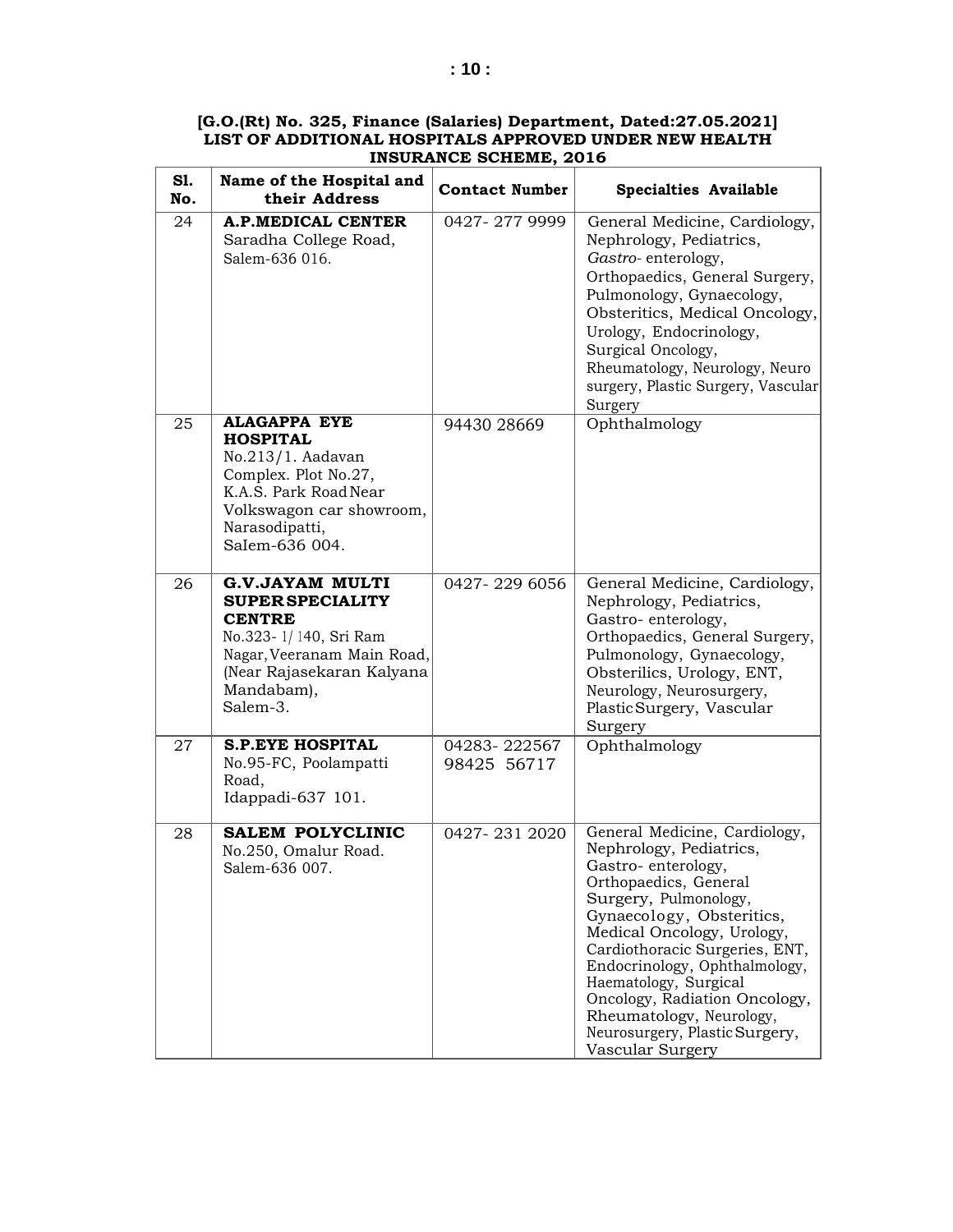**[G.O.(Rt) No. 325, Finance (Salaries) Department, Dated:27.05.2021]**
**LIST OF ADDITIONAL HOSPITALS APPROVED UNDER NEW HEALTH INSURANCE SCHEME, 2016**

| Sl. No. | Name of the Hospital and their Address | Contact Number | Specialties Available |
|---|---|---|---|
| 24 | **A.P.MEDICAL CENTER** Saradha College Road, Salem-636 016. | 0427- 277 9999 | General Medicine, Cardiology, Nephrology, Pediatrics, *Gastro*- enterology, Orthopaedics, General Surgery, Pulmonology, Gynaecology, Obsteritics, Medical Oncology, Urology, Endocrinology, Surgical Oncology, Rheumatology, Neurology, Neuro surgery, Plastic Surgery, Vascular Surgery |
| 25 | **ALAGAPPA EYE HOSPITAL** No.213/1. Aadavan Complex. Plot No.27, K.A.S. Park Road Near Volkswagon car showroom, Narasodipatti, Salem-636 004. | 94430 28669 | Ophthalmology |
| 26 | **G.V.JAYAM MULTI SUPER SPECIALITY CENTRE** No.323- 1/ 140, Sri Ram Nagar, Veeranam Main Road, (Near Rajasekaran Kalyana Mandabam), Salem-3. | 0427- 229 6056 | General Medicine, Cardiology, Nephrology, Pediatrics, Gastro- enterology, Orthopaedics, General Surgery, Pulmonology, Gynaecology, Obsterilics, Urology, ENT, Neurology, Neurosurgery, Plastic Surgery, Vascular Surgery |
| 27 | **S.P.EYE HOSPITAL** No.95-FC, Poolampatti Road, Idappadi-637 101. | 04283- 222567 98425 56717 | Ophthalmology |
| 28 | **SALEM POLYCLINIC** No.250, Omalur Road. Salem-636 007. | 0427- 231 2020 | General Medicine, Cardiology, Nephrology, Pediatrics, Gastro- enterology, Orthopaedics, General Surgery, Pulmonology, Gynaecology, Obsteritics, Medical Oncology, Urology, Cardiothoracic Surgeries, ENT, Endocrinology, Ophthalmology, Haematology, Surgical Oncology, Radiation Oncology, Rheumatologv, Neurology, Neurosurgery, Plastic Surgery, Vascular Surgery |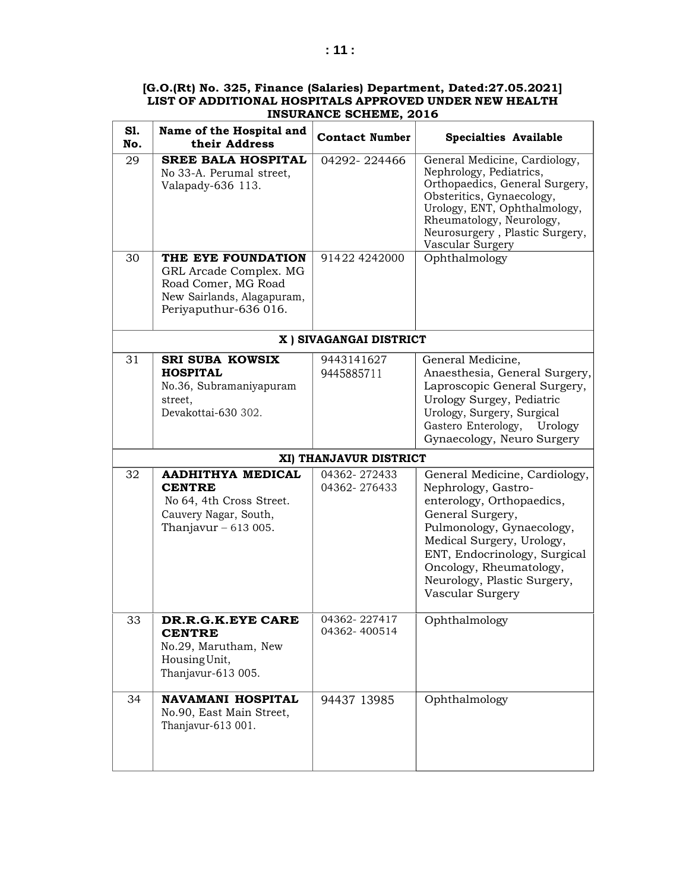**[G.O.(Rt) No. 325, Finance (Salaries) Department, Dated:27.05.2021]**
**LIST OF ADDITIONAL HOSPITALS APPROVED UNDER NEW HEALTH INSURANCE SCHEME, 2016**

| Sl. No. | Name of the Hospital and their Address | Contact Number | Specialties Available |
|---|---|---|---|
| 29 | **SREE BALA HOSPITAL** No 33-A. Perumal street, Valapady-636 113. | 04292- 224466 | General Medicine, Cardiology, Nephrology, Pediatrics, Orthopaedics, General Surgery, Obsteritics, Gynaecology, Urology, ENT, Ophthalmology, Rheumatology, Neurology, Neurosurgery , Plastic Surgery, Vascular Surgery |
| 30 | **THE EYE FOUNDATION** GRL Arcade Complex. MG Road Comer, MG Road New Sairlands, Alagapuram, Periyaputhur-636 016. | 91422 4242000 | Ophthalmology |
| | **X ) SIVAGANGAI DISTRICT** | | |
| 31 | **SRI SUBA KOWSIX HOSPITAL** No.36, Subramaniyapuram street, Devakottai-630 302. | 9443141627 9445885711 | General Medicine, Anaesthesia, General Surgery, Laproscopic General Surgery, Urology Surgey, Pediatric Urology, Surgery, Surgical Gastero Enterology, Urology Gynaecology, Neuro Surgery |
| | **XI) THANJAVUR DISTRICT** | | |
| 32 | **AADHITHYA MEDICAL CENTRE** No 64, 4th Cross Street. Cauvery Nagar, South, Thanjavur – 613 005. | 04362- 272433 04362- 276433 | General Medicine, Cardiology, Nephrology, Gastro-enterology, Orthopaedics, General Surgery, Pulmonology, Gynaecology, Medical Surgery, Urology, ENT, Endocrinology, Surgical Oncology, Rheumatology, Neurology, Plastic Surgery, Vascular Surgery |
| 33 | **DR.R.G.K.EYE CARE CENTRE** No.29, Marutham, New Housing Unit, Thanjavur-613 005. | 04362- 227417 04362- 400514 | Ophthalmology |
| 34 | **NAVAMANI HOSPITAL** No.90, East Main Street, Thanjavur-613 001. | 94437 13985 | Ophthalmology |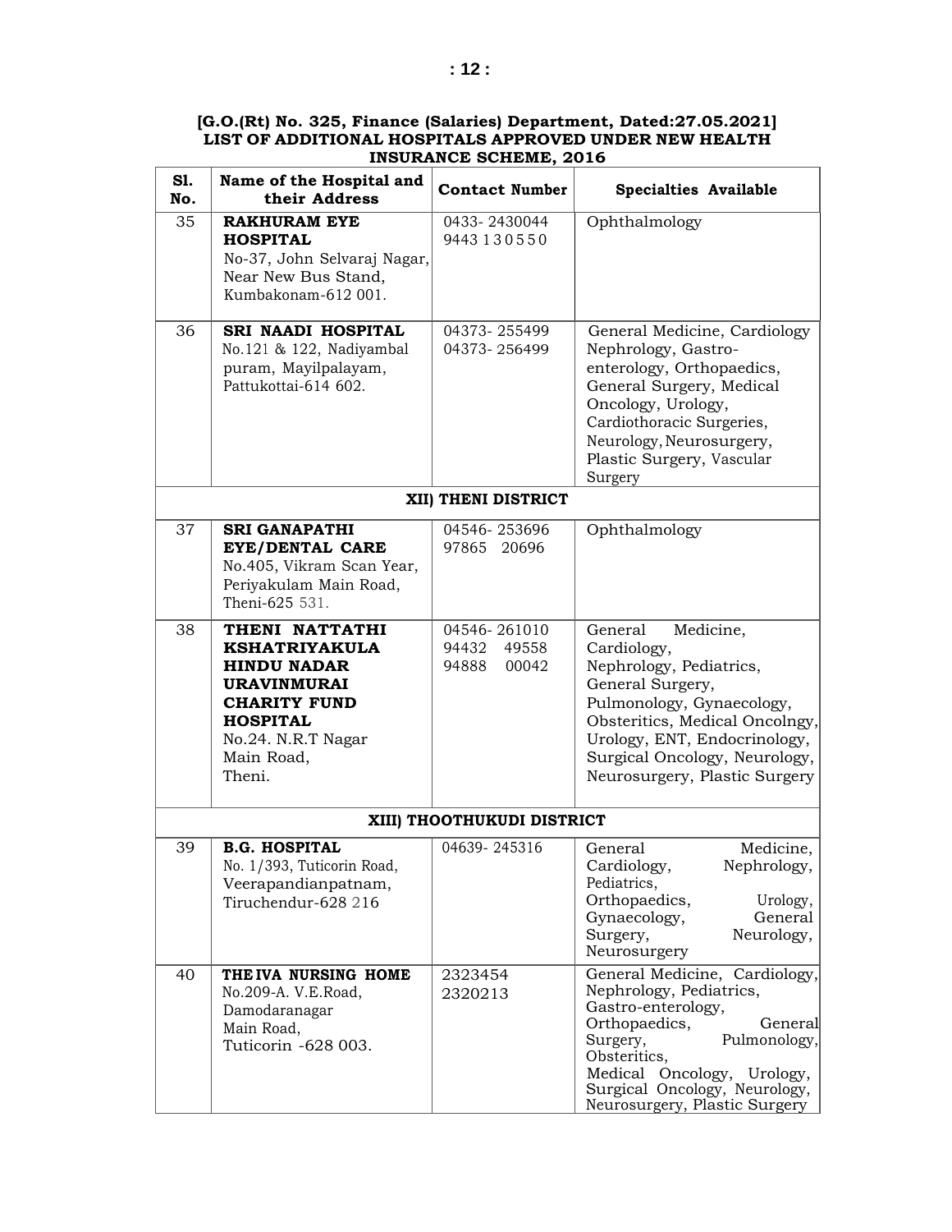**[G.O.(Rt) No. 325, Finance (Salaries) Department, Dated:27.05.2021]**
**LIST OF ADDITIONAL HOSPITALS APPROVED UNDER NEW HEALTH INSURANCE SCHEME, 2016**

| Sl. No. | Name of the Hospital and their Address | Contact Number | Specialties Available |
|---|---|---|---|
| 35 | **RAKHURAM EYE HOSPITAL** No-37, John Selvaraj Nagar, Near New Bus Stand, Kumbakonam-612 001. | 0433- 2430044 9443 130550 | Ophthalmology |
| 36 | **SRI NAADI HOSPITAL** No.121 & 122, Nadiyambal puram, Mayilpalayam, Pattukottai-614 602. | 04373- 255499 04373- 256499 | General Medicine, Cardiology Nephrology, Gastro-enterology, Orthopaedics, General Surgery, Medical Oncology, Urology, Cardiothoracic Surgeries, Neurology, Neurosurgery, Plastic Surgery, Vascular Surgery |
| | **XII) THENI DISTRICT** | | |
| 37 | **SRI GANAPATHI EYE/DENTAL CARE** No.405, Vikram Scan Year, Periyakulam Main Road, Theni-625 531. | 04546- 253696 97865 20696 | Ophthalmology |
| 38 | **THENI NATTATHI KSHATRIYAKULA HINDU NADAR URAVINMURAI CHARITY FUND HOSPITAL** No.24. N.R.T Nagar Main Road, Theni. | 04546- 261010 94432 49558 94888 00042 | General Medicine, Cardiology, Nephrology, Pediatrics, General Surgery, Pulmonology, Gynaecology, Obsteritics, Medical Oncolngy, Urology, ENT, Endocrinology, Surgical Oncology, Neurology, Neurosurgery, Plastic Surgery |
| | **XIII) THOOTHUKUDI DISTRICT** | | |
| 39 | **B.G. HOSPITAL** No. 1/393, Tuticorin Road, Veerapandianpatnam, Tiruchendur-628 216 | 04639- 245316 | General Medicine, Cardiology, Nephrology, Pediatrics, Orthopaedics, Urology, Gynaecology, General Surgery, Neurology, Neurosurgery |
| 40 | **THE IVA NURSING HOME** No.209-A. V.E.Road, Damodaranagar Main Road, Tuticorin -628 003. | 2323454 2320213 | General Medicine, Cardiology, Nephrology, Pediatrics, Gastro-enterology, Orthopaedics, General Surgery, Pulmonology, Obsteritics, Medical Oncology, Urology, Surgical Oncology, Neurology, Neurosurgery, Plastic Surgery |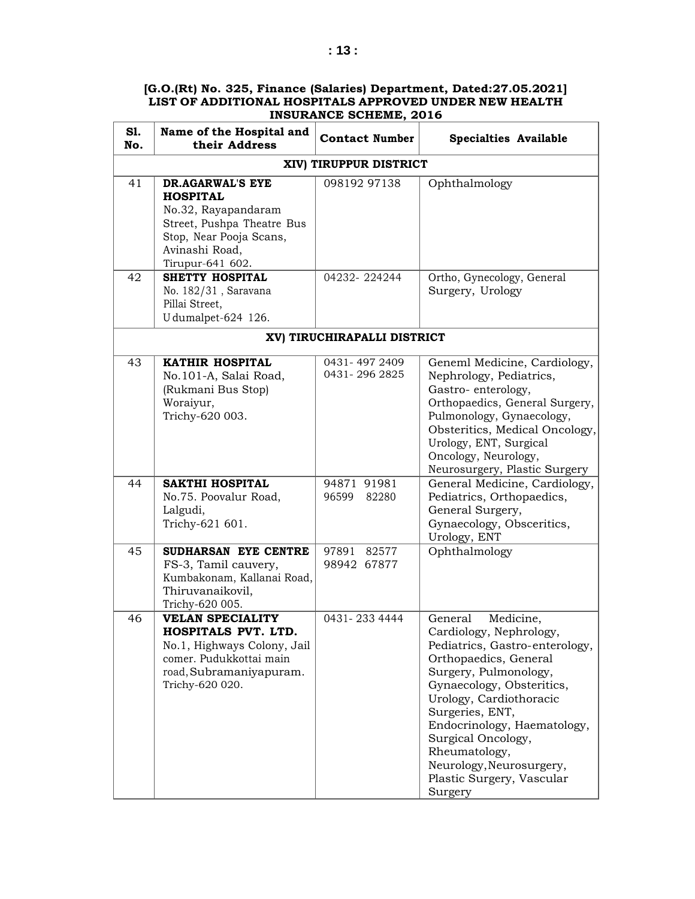**[G.O.(Rt) No. 325, Finance (Salaries) Department, Dated:27.05.2021]**
**LIST OF ADDITIONAL HOSPITALS APPROVED UNDER NEW HEALTH INSURANCE SCHEME, 2016**

| Sl. No. | Name of the Hospital and their Address | Contact Number | Specialties Available |
|---|---|---|---|
| **XIV) TIRUPPUR DISTRICT** | | | |
| 41 | **DR.AGARWAL'S EYE HOSPITAL** No.32, Rayapandaram Street, Pushpa Theatre Bus Stop, Near Pooja Scans, Avinashi Road, Tirupur-641 602. | 098192 97138 | Ophthalmology |
| 42 | **SHETTY HOSPITAL** No. 182/31 , Saravana Pillai Street, Udumalpet-624 126. | 04232- 224244 | Ortho, Gynecology, General Surgery, Urology |
| **XV) TIRUCHIRAPALLI DISTRICT** | | | |
| 43 | **KATHIR HOSPITAL** No.101-A, Salai Road, (Rukmani Bus Stop) Woraiyur, Trichy-620 003. | 0431- 497 2409<br>0431- 296 2825 | Geneml Medicine, Cardiology, Nephrology, Pediatrics, Gastro- enterology, Orthopaedics, General Surgery, Pulmonology, Gynaecology, Obsteritics, Medical Oncology, Urology, ENT, Surgical Oncology, Neurology, Neurosurgery, Plastic Surgery |
| 44 | **SAKTHI HOSPITAL** No.75. Poovalur Road, Lalgudi, Trichy-621 601. | 94871 91981<br>96599 82280 | General Medicine, Cardiology, Pediatrics, Orthopaedics, General Surgery, Gynaecology, Obsceritics, Urology, ENT |
| 45 | **SUDHARSAN EYE CENTRE** FS-3, Tamil cauvery, Kumbakonam, Kallanai Road, Thiruvanaikovil, Trichy-620 005. | 97891 82577<br>98942 67877 | Ophthalmology |
| 46 | **VELAN SPECIALITY HOSPITALS PVT. LTD.** No.1, Highways Colony, Jail comer. Pudukkottai main road, Subramaniyapuram. Trichy-620 020. | 0431- 233 4444 | General Medicine, Cardiology, Nephrology, Pediatrics, Gastro-enterology, Orthopaedics, General Surgery, Pulmonology, Gynaecology, Obsteritics, Urology, Cardiothoracic Surgeries, ENT, Endocrinology, Haematology, Surgical Oncology, Rheumatology, Neurology, Neurosurgery, Plastic Surgery, Vascular Surgery |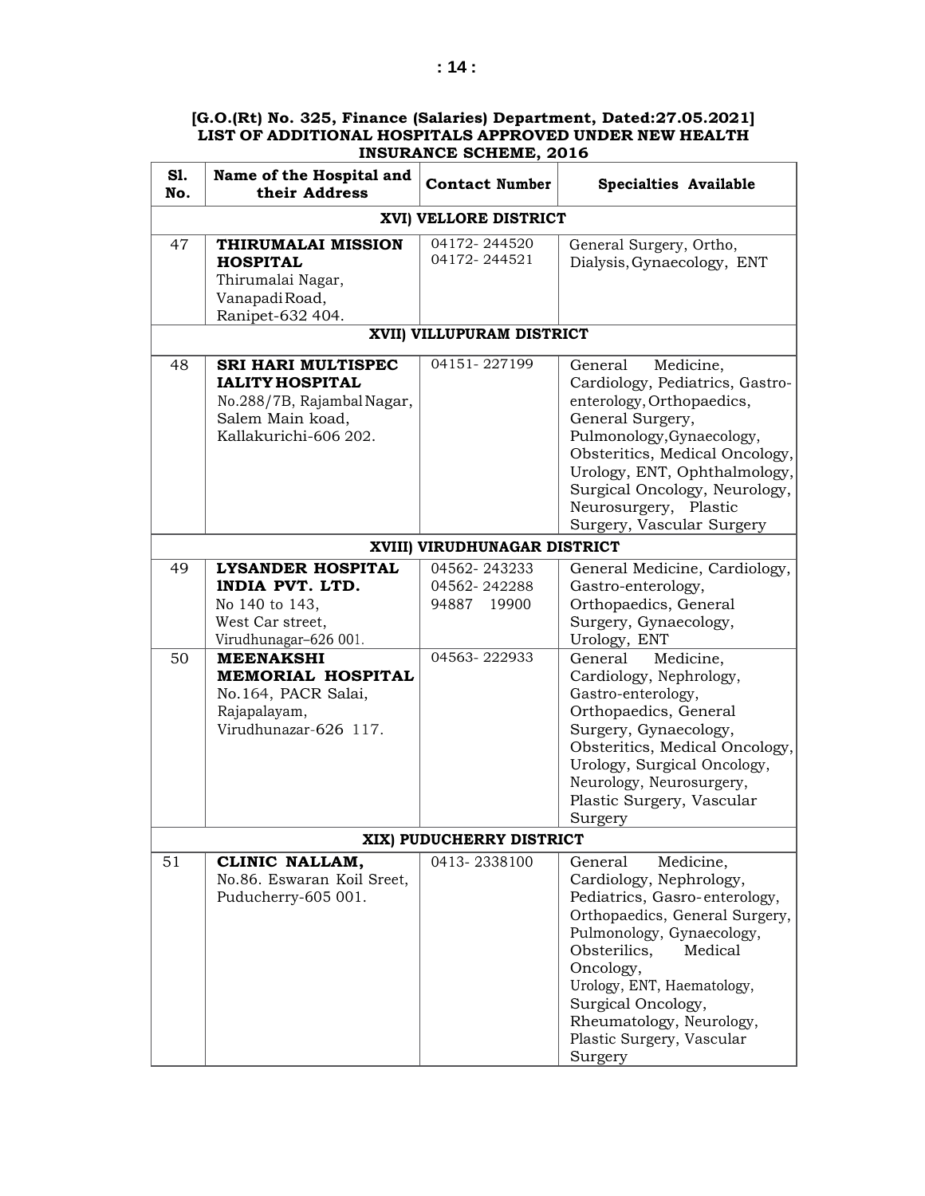**[G.O.(Rt) No. 325, Finance (Salaries) Department, Dated:27.05.2021]**
**LIST OF ADDITIONAL HOSPITALS APPROVED UNDER NEW HEALTH INSURANCE SCHEME, 2016**

| Sl. No. | Name of the Hospital and their Address | Contact Number | Specialties Available |
|---|---|---|---|
| **XVI) VELLORE DISTRICT** | | | |
| 47 | **THIRUMALAI MISSION HOSPITAL** Thirumalai Nagar, Vanapadi Road, Ranipet-632 404. | 04172- 244520 04172- 244521 | General Surgery, Ortho, Dialysis, Gynaecology, ENT |
| **XVII) VILLUPURAM DISTRICT** | | | |
| 48 | **SRI HARI MULTISPEC IALITY HOSPITAL** No.288/7B, Rajambal Nagar, Salem Main koad, Kallakurichi-606 202. | 04151- 227199 | General Medicine, Cardiology, Pediatrics, Gastro-enterology, Orthopaedics, General Surgery, Pulmonology, Gynaecology, Obsteritics, Medical Oncology, Urology, ENT, Ophthalmology, Surgical Oncology, Neurology, Neurosurgery, Plastic Surgery, Vascular Surgery |
| **XVIII) VIRUDHUNAGAR DISTRICT** | | | |
| 49 | **LYSANDER HOSPITAL INDIA PVT. LTD.** No 140 to 143, West Car street, Virudhunagar–626 001. | 04562- 243233 04562- 242288 94887 19900 | General Medicine, Cardiology, Gastro-enterology, Orthopaedics, General Surgery, Gynaecology, Urology, ENT |
| 50 | **MEENAKSHI MEMORIAL HOSPITAL** No.164, PACR Salai, Rajapalayam, Virudhunazar-626 117. | 04563- 222933 | General Medicine, Cardiology, Nephrology, Gastro-enterology, Orthopaedics, General Surgery, Gynaecology, Obsteritics, Medical Oncology, Urology, Surgical Oncology, Neurology, Neurosurgery, Plastic Surgery, Vascular Surgery |
| **XIX) PUDUCHERRY DISTRICT** | | | |
| 51 | **CLINIC NALLAM,** No.86. Eswaran Koil Sreet, Puducherry-605 001. | 0413- 2338100 | General Medicine, Cardiology, Nephrology, Pediatrics, Gasro-enterology, Orthopaedics, General Surgery, Pulmonology, Gynaecology, Obsterilics, Medical Oncology, Urology, ENT, Haematology, Surgical Oncology, Rheumatology, Neurology, Plastic Surgery, Vascular Surgery |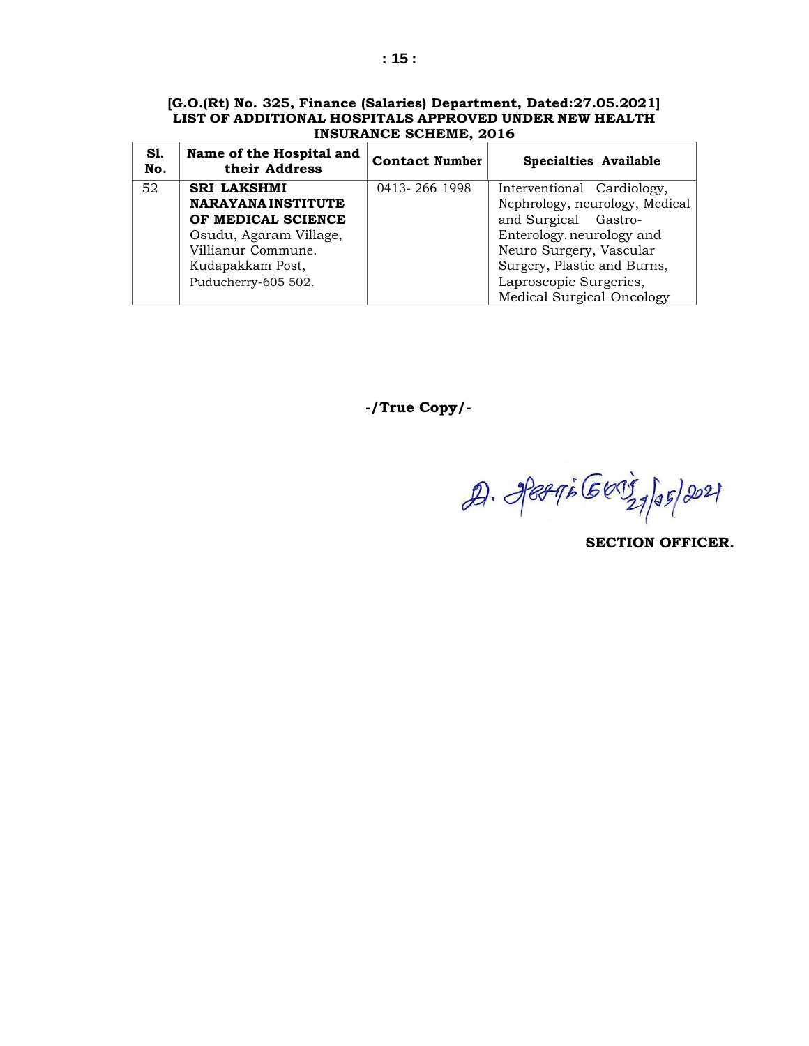**[G.O.(Rt) No. 325, Finance (Salaries) Department, Dated:27.05.2021]**
**LIST OF ADDITIONAL HOSPITALS APPROVED UNDER NEW HEALTH INSURANCE SCHEME, 2016**

| Sl. No. | Name of the Hospital and their Address | Contact Number | Specialties Available |
|---|---|---|---|
| 52 | **SRI LAKSHMI NARAYANA INSTITUTE OF MEDICAL SCIENCE** Osudu, Agaram Village, Villianur Commune. Kudapakkam Post, Puducherry-605 502. | 0413- 266 1998 | Interventional Cardiology, Nephrology, neurology, Medical and Surgical Gastro-Enterology. neurology and Neuro Surgery, Vascular Surgery, Plastic and Burns, Laproscopic Surgeries, Medical Surgical Oncology |

**-/True Copy/-**

27/05/2021

**SECTION OFFICER.**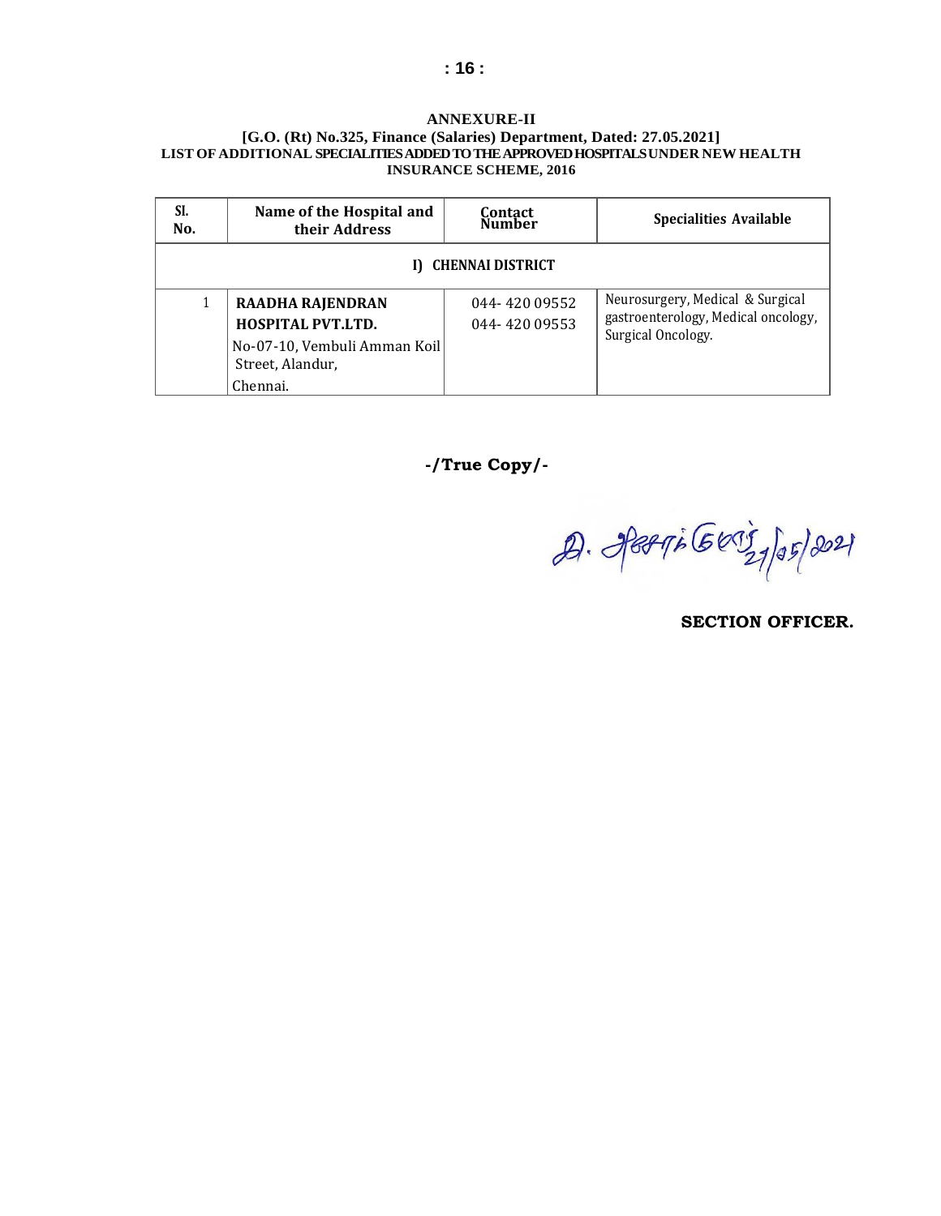## ANNEXURE-II

**[G.O. (Rt) No.325, Finance (Salaries) Department, Dated: 27.05.2021]**

**LIST OF ADDITIONAL SPECIALITIES ADDED TO THE APPROVED HOSPITALS UNDER NEW HEALTH INSURANCE SCHEME, 2016**

| Sl. No. | Name of the Hospital and their Address | Contact Number | Specialities Available |
|---|---|---|---|
| **I) CHENNAI DISTRICT** | | | |
| 1 | **RAADHA RAJENDRAN HOSPITAL PVT.LTD.** No-07-10, Vembuli Amman Koil Street, Alandur, Chennai. | 044- 420 09552<br>044- 420 09553 | Neurosurgery, Medical & Surgical gastroenterology, Medical oncology, Surgical Oncology. |

**-/True Copy/-**

21/05/2021

**SECTION OFFICER.**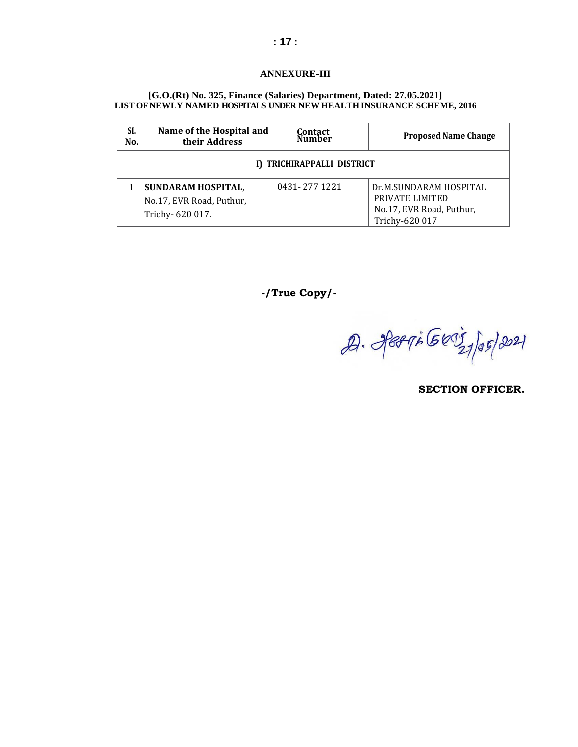## ANNEXURE-III

**[G.O.(Rt) No. 325, Finance (Salaries) Department, Dated: 27.05.2021]**
**LIST OF NEWLY NAMED HOSPITALS UNDER NEW HEALTH INSURANCE SCHEME, 2016**

| Sl. No. | Name of the Hospital and their Address | Contact Number | Proposed Name Change |
|---|---|---|---|
| **I) TRICHIRAPPALLI DISTRICT** | | | |
| 1 | **SUNDARAM HOSPITAL**, No.17, EVR Road, Puthur, Trichy- 620 017. | 0431- 277 1221 | Dr.M.SUNDARAM HOSPITAL PRIVATE LIMITED No.17, EVR Road, Puthur, Trichy-620 017 |

**-/True Copy/-**

**SECTION OFFICER.**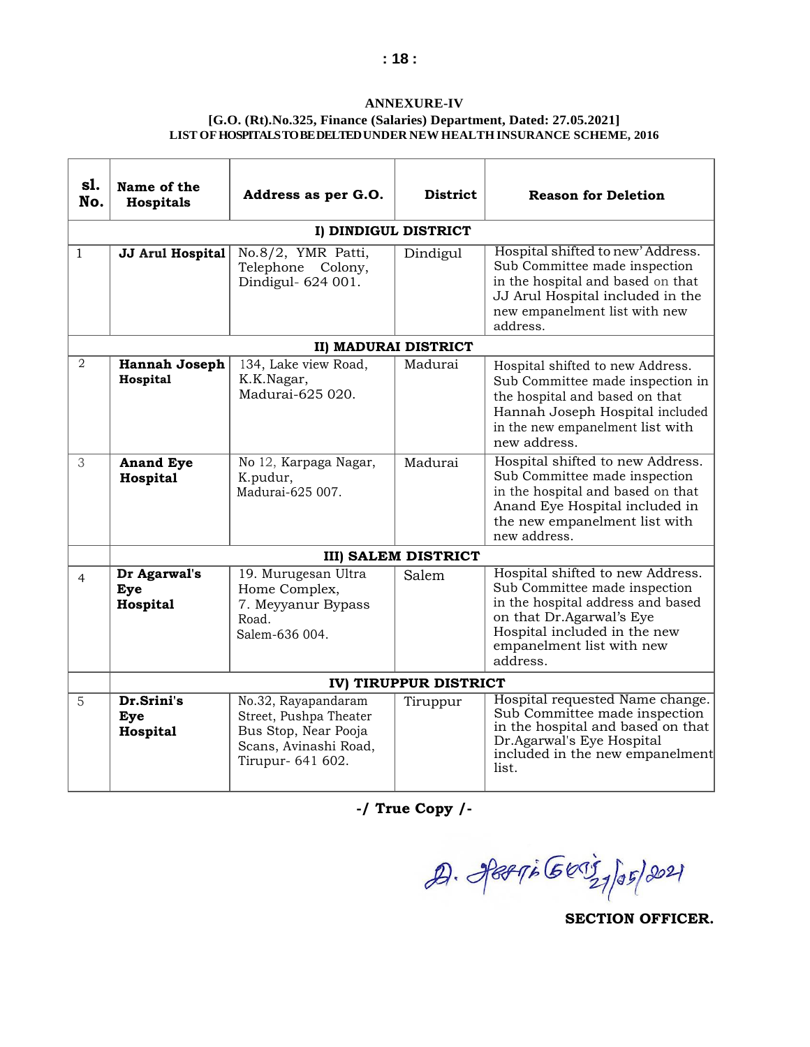**ANNEXURE-IV**

**[G.O. (Rt).No.325, Finance (Salaries) Department, Dated: 27.05.2021]**

**LIST OF HOSPITALS TO BE DELTED UNDER NEW HEALTH INSURANCE SCHEME, 2016**

| Sl. No. | Name of the Hospitals | Address as per G.O. | District | Reason for Deletion |
|---|---|---|---|---|
| | | **I) DINDIGUL DISTRICT** | | |
| 1 | **JJ Arul Hospital** | No.8/2, YMR Patti, Telephone Colony, Dindigul- 624 001. | Dindigul | Hospital shifted to new' Address. Sub Committee made inspection in the hospital and based on that JJ Arul Hospital included in the new empanelment list with new address. |
| | | **II) MADURAI DISTRICT** | | |
| 2 | **Hannah Joseph Hospital** | 134, Lake view Road, K.K.Nagar, Madurai-625 020. | Madurai | Hospital shifted to new Address. Sub Committee made inspection in the hospital and based on that Hannah Joseph Hospital included in the new empanelment list with new address. |
| 3 | **Anand Eye Hospital** | No 12, Karpaga Nagar, K.pudur, Madurai-625 007. | Madurai | Hospital shifted to new Address. Sub Committee made inspection in the hospital and based on that Anand Eye Hospital included in the new empanelment list with new address. |
| | | **III) SALEM DISTRICT** | | |
| 4 | **Dr Agarwal's Eye Hospital** | 19. Murugesan Ultra Home Complex, 7. Meyyanur Bypass Road. Salem-636 004. | Salem | Hospital shifted to new Address. Sub Committee made inspection in the hospital address and based on that Dr.Agarwal's Eye Hospital included in the new empanelment list with new address. |
| | | **IV) TIRUPPUR DISTRICT** | | |
| 5 | **Dr.Srini's Eye Hospital** | No.32, Rayapandaram Street, Pushpa Theater Bus Stop, Near Pooja Scans, Avinashi Road, Tirupur- 641 602. | Tiruppur | Hospital requested Name change. Sub Committee made inspection in the hospital and based on that Dr.Agarwal's Eye Hospital included in the new empanelment list. |

**-/ True Copy /-**

27/05/2021

**SECTION OFFICER.**